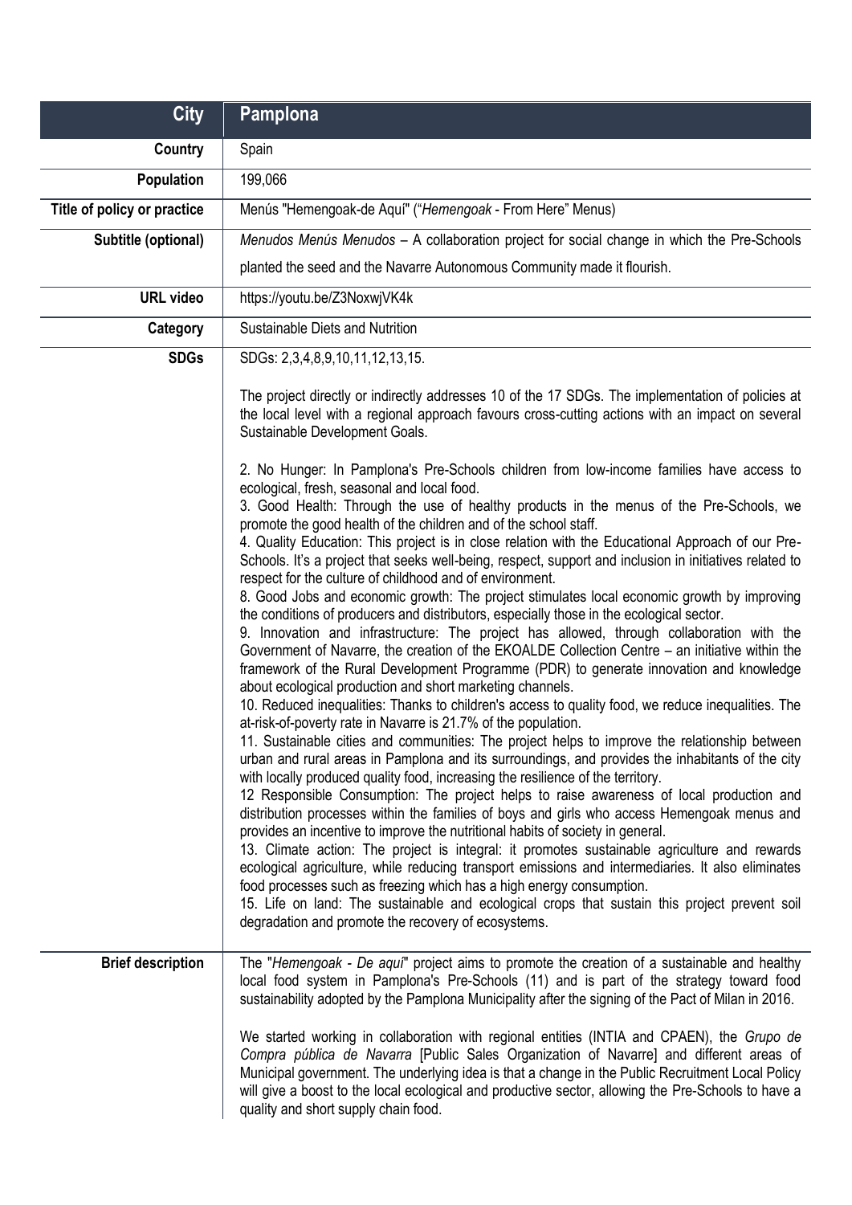| City | Pamplona |
|---|---|
| **Country** | Spain |
| **Population** | 199,066 |
| **Title of policy or practice** | Menús "Hemengoak-de Aquí" ("*Hemengoak* - From Here" Menus) |
| **Subtitle (optional)** | *Menudos Menús Menudos* – A collaboration project for social change in which the Pre-Schools planted the seed and the Navarre Autonomous Community made it flourish. |
| **URL video** | https://youtu.be/Z3NoxwjVK4k |
| **Category** | Sustainable Diets and Nutrition |
| **SDGs** | SDGs: 2,3,4,8,9,10,11,12,13,15.<br><br>The project directly or indirectly addresses 10 of the 17 SDGs. The implementation of policies at the local level with a regional approach favours cross-cutting actions with an impact on several Sustainable Development Goals.<br><br>2. No Hunger: In Pamplona's Pre-Schools children from low-income families have access to ecological, fresh, seasonal and local food.<br>3. Good Health: Through the use of healthy products in the menus of the Pre-Schools, we promote the good health of the children and of the school staff.<br>4. Quality Education: This project is in close relation with the Educational Approach of our Pre-Schools. It's a project that seeks well-being, respect, support and inclusion in initiatives related to respect for the culture of childhood and of environment.<br>8. Good Jobs and economic growth: The project stimulates local economic growth by improving the conditions of producers and distributors, especially those in the ecological sector.<br>9. Innovation and infrastructure: The project has allowed, through collaboration with the Government of Navarre, the creation of the EKOALDE Collection Centre – an initiative within the framework of the Rural Development Programme (PDR) to generate innovation and knowledge about ecological production and short marketing channels.<br>10. Reduced inequalities: Thanks to children's access to quality food, we reduce inequalities. The at-risk-of-poverty rate in Navarre is 21.7% of the population.<br>11. Sustainable cities and communities: The project helps to improve the relationship between urban and rural areas in Pamplona and its surroundings, and provides the inhabitants of the city with locally produced quality food, increasing the resilience of the territory.<br>12 Responsible Consumption: The project helps to raise awareness of local production and distribution processes within the families of boys and girls who access Hemengoak menus and provides an incentive to improve the nutritional habits of society in general.<br>13. Climate action: The project is integral: it promotes sustainable agriculture and rewards ecological agriculture, while reducing transport emissions and intermediaries. It also eliminates food processes such as freezing which has a high energy consumption.<br>15. Life on land: The sustainable and ecological crops that sustain this project prevent soil degradation and promote the recovery of ecosystems. |
| **Brief description** | The "*Hemengoak - De aquí*" project aims to promote the creation of a sustainable and healthy local food system in Pamplona's Pre-Schools (11) and is part of the strategy toward food sustainability adopted by the Pamplona Municipality after the signing of the Pact of Milan in 2016.<br><br>We started working in collaboration with regional entities (INTIA and CPAEN), the *Grupo de Compra pública de Navarra* [Public Sales Organization of Navarre] and different areas of Municipal government. The underlying idea is that a change in the Public Recruitment Local Policy will give a boost to the local ecological and productive sector, allowing the Pre-Schools to have a quality and short supply chain food. |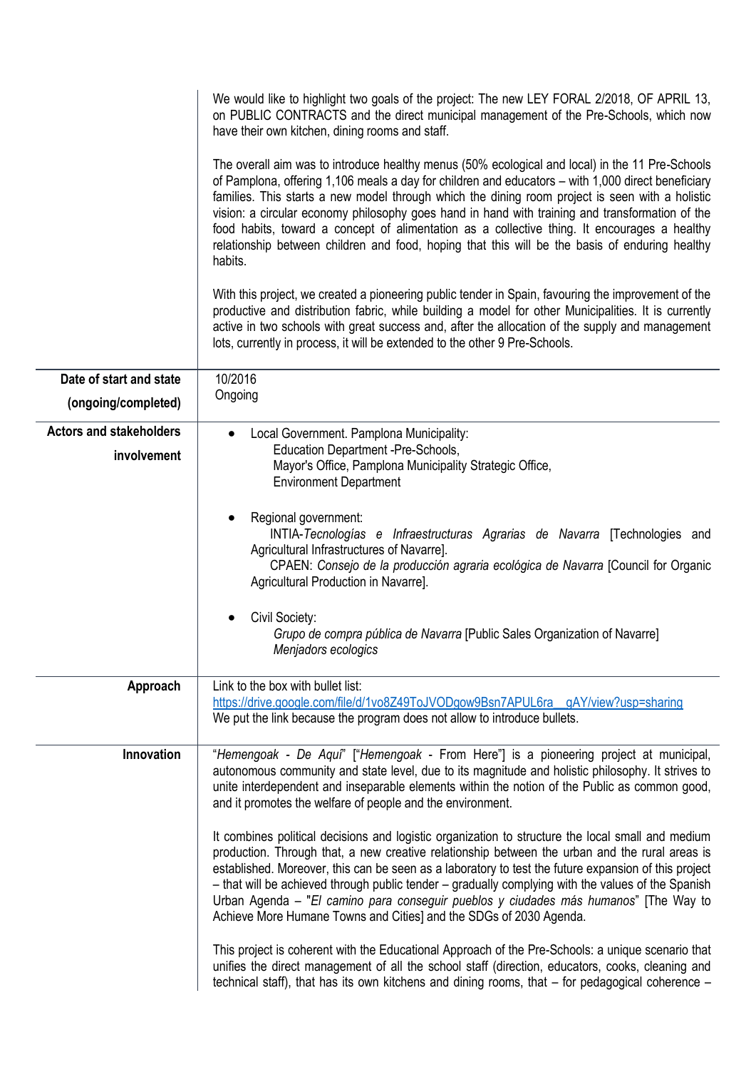| | |
|---|---|
| | We would like to highlight two goals of the project: The new LEY FORAL 2/2018, OF APRIL 13, on PUBLIC CONTRACTS and the direct municipal management of the Pre-Schools, which now have their own kitchen, dining rooms and staff.<br><br>The overall aim was to introduce healthy menus (50% ecological and local) in the 11 Pre-Schools of Pamplona, offering 1,106 meals a day for children and educators – with 1,000 direct beneficiary families. This starts a new model through which the dining room project is seen with a holistic vision: a circular economy philosophy goes hand in hand with training and transformation of the food habits, toward a concept of alimentation as a collective thing. It encourages a healthy relationship between children and food, hoping that this will be the basis of enduring healthy habits.<br><br>With this project, we created a pioneering public tender in Spain, favouring the improvement of the productive and distribution fabric, while building a model for other Municipalities. It is currently active in two schools with great success and, after the allocation of the supply and management lots, currently in process, it will be extended to the other 9 Pre-Schools. |
| **Date of start and state (ongoing/completed)** | 10/2016<br>Ongoing |
| **Actors and stakeholders involvement** | • Local Government. Pamplona Municipality:<br>Education Department -Pre-Schools,<br>Mayor's Office, Pamplona Municipality Strategic Office,<br>Environment Department<br><br>• Regional government:<br>INTIA-*Tecnologías e Infraestructuras Agrarias de Navarra* [Technologies and Agricultural Infrastructures of Navarre].<br>CPAEN: *Consejo de la producción agraria ecológica de Navarra* [Council for Organic Agricultural Production in Navarre].<br><br>• Civil Society:<br>*Grupo de compra pública de Navarra* [Public Sales Organization of Navarre]<br>*Menjadors ecologics* |
| **Approach** | Link to the box with bullet list:<br>https://drive.google.com/file/d/1vo8Z49ToJVODgow9Bsn7APUL6ra__gAY/view?usp=sharing<br>We put the link because the program does not allow to introduce bullets. |
| **Innovation** | "*Hemengoak - De Aquí*" ["*Hemengoak* - From Here"] is a pioneering project at municipal, autonomous community and state level, due to its magnitude and holistic philosophy. It strives to unite interdependent and inseparable elements within the notion of the Public as common good, and it promotes the welfare of people and the environment.<br><br>It combines political decisions and logistic organization to structure the local small and medium production. Through that, a new creative relationship between the urban and the rural areas is established. Moreover, this can be seen as a laboratory to test the future expansion of this project – that will be achieved through public tender – gradually complying with the values of the Spanish Urban Agenda – "*El camino para conseguir pueblos y ciudades más humanos*" [The Way to Achieve More Humane Towns and Cities] and the SDGs of 2030 Agenda.<br><br>This project is coherent with the Educational Approach of the Pre-Schools: a unique scenario that unifies the direct management of all the school staff (direction, educators, cooks, cleaning and technical staff), that has its own kitchens and dining rooms, that – for pedagogical coherence – |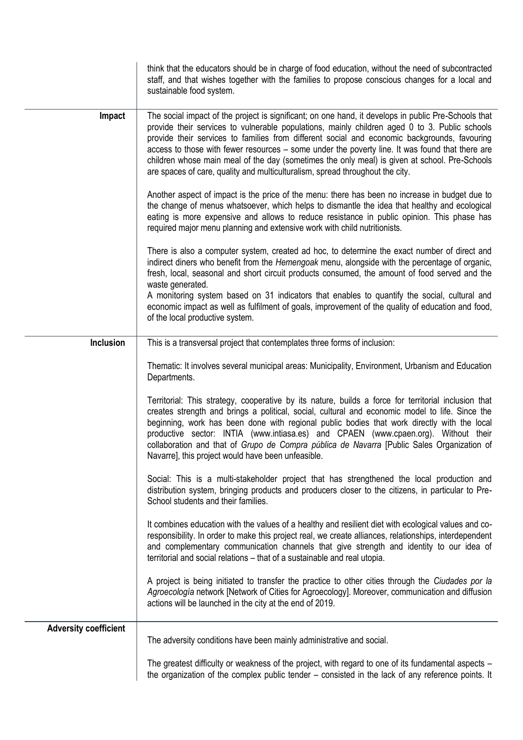| | |
|---|---|
| | think that the educators should be in charge of food education, without the need of subcontracted staff, and that wishes together with the families to propose conscious changes for a local and sustainable food system. |
| **Impact** | The social impact of the project is significant; on one hand, it develops in public Pre-Schools that provide their services to vulnerable populations, mainly children aged 0 to 3. Public schools provide their services to families from different social and economic backgrounds, favouring access to those with fewer resources – some under the poverty line. It was found that there are children whose main meal of the day (sometimes the only meal) is given at school. Pre-Schools are spaces of care, quality and multiculturalism, spread throughout the city.<br><br>Another aspect of impact is the price of the menu: there has been no increase in budget due to the change of menus whatsoever, which helps to dismantle the idea that healthy and ecological eating is more expensive and allows to reduce resistance in public opinion. This phase has required major menu planning and extensive work with child nutritionists.<br><br>There is also a computer system, created ad hoc, to determine the exact number of direct and indirect diners who benefit from the *Hemengoak* menu, alongside with the percentage of organic, fresh, local, seasonal and short circuit products consumed, the amount of food served and the waste generated.<br>A monitoring system based on 31 indicators that enables to quantify the social, cultural and economic impact as well as fulfilment of goals, improvement of the quality of education and food, of the local productive system. |
| **Inclusion** | This is a transversal project that contemplates three forms of inclusion:<br><br>Thematic: It involves several municipal areas: Municipality, Environment, Urbanism and Education Departments.<br><br>Territorial: This strategy, cooperative by its nature, builds a force for territorial inclusion that creates strength and brings a political, social, cultural and economic model to life. Since the beginning, work has been done with regional public bodies that work directly with the local productive sector: INTIA (www.intiasa.es) and CPAEN (www.cpaen.org). Without their collaboration and that of *Grupo de Compra pública de Navarra* [Public Sales Organization of Navarre], this project would have been unfeasible.<br><br>Social: This is a multi-stakeholder project that has strengthened the local production and distribution system, bringing products and producers closer to the citizens, in particular to Pre-School students and their families.<br><br>It combines education with the values of a healthy and resilient diet with ecological values and co-responsibility. In order to make this project real, we create alliances, relationships, interdependent and complementary communication channels that give strength and identity to our idea of territorial and social relations – that of a sustainable and real utopia.<br><br>A project is being initiated to transfer the practice to other cities through the *Ciudades por la Agroecología* network [Network of Cities for Agroecology]. Moreover, communication and diffusion actions will be launched in the city at the end of 2019. |
| **Adversity coefficient** | The adversity conditions have been mainly administrative and social.<br><br>The greatest difficulty or weakness of the project, with regard to one of its fundamental aspects – the organization of the complex public tender – consisted in the lack of any reference points. It |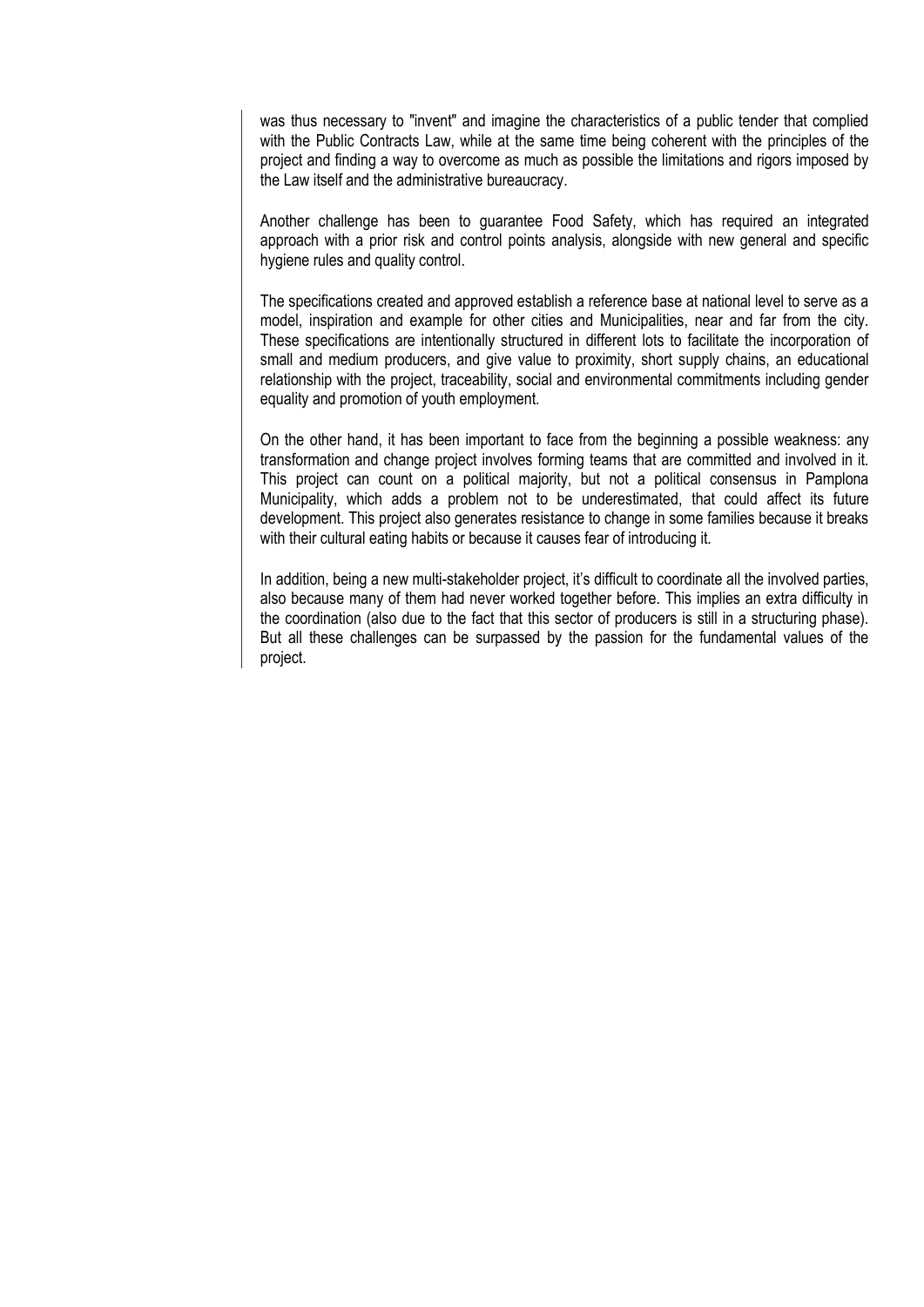was thus necessary to "invent" and imagine the characteristics of a public tender that complied with the Public Contracts Law, while at the same time being coherent with the principles of the project and finding a way to overcome as much as possible the limitations and rigors imposed by the Law itself and the administrative bureaucracy.

Another challenge has been to guarantee Food Safety, which has required an integrated approach with a prior risk and control points analysis, alongside with new general and specific hygiene rules and quality control.

The specifications created and approved establish a reference base at national level to serve as a model, inspiration and example for other cities and Municipalities, near and far from the city. These specifications are intentionally structured in different lots to facilitate the incorporation of small and medium producers, and give value to proximity, short supply chains, an educational relationship with the project, traceability, social and environmental commitments including gender equality and promotion of youth employment.

On the other hand, it has been important to face from the beginning a possible weakness: any transformation and change project involves forming teams that are committed and involved in it. This project can count on a political majority, but not a political consensus in Pamplona Municipality, which adds a problem not to be underestimated, that could affect its future development. This project also generates resistance to change in some families because it breaks with their cultural eating habits or because it causes fear of introducing it.

In addition, being a new multi-stakeholder project, it's difficult to coordinate all the involved parties, also because many of them had never worked together before. This implies an extra difficulty in the coordination (also due to the fact that this sector of producers is still in a structuring phase). But all these challenges can be surpassed by the passion for the fundamental values of the project.